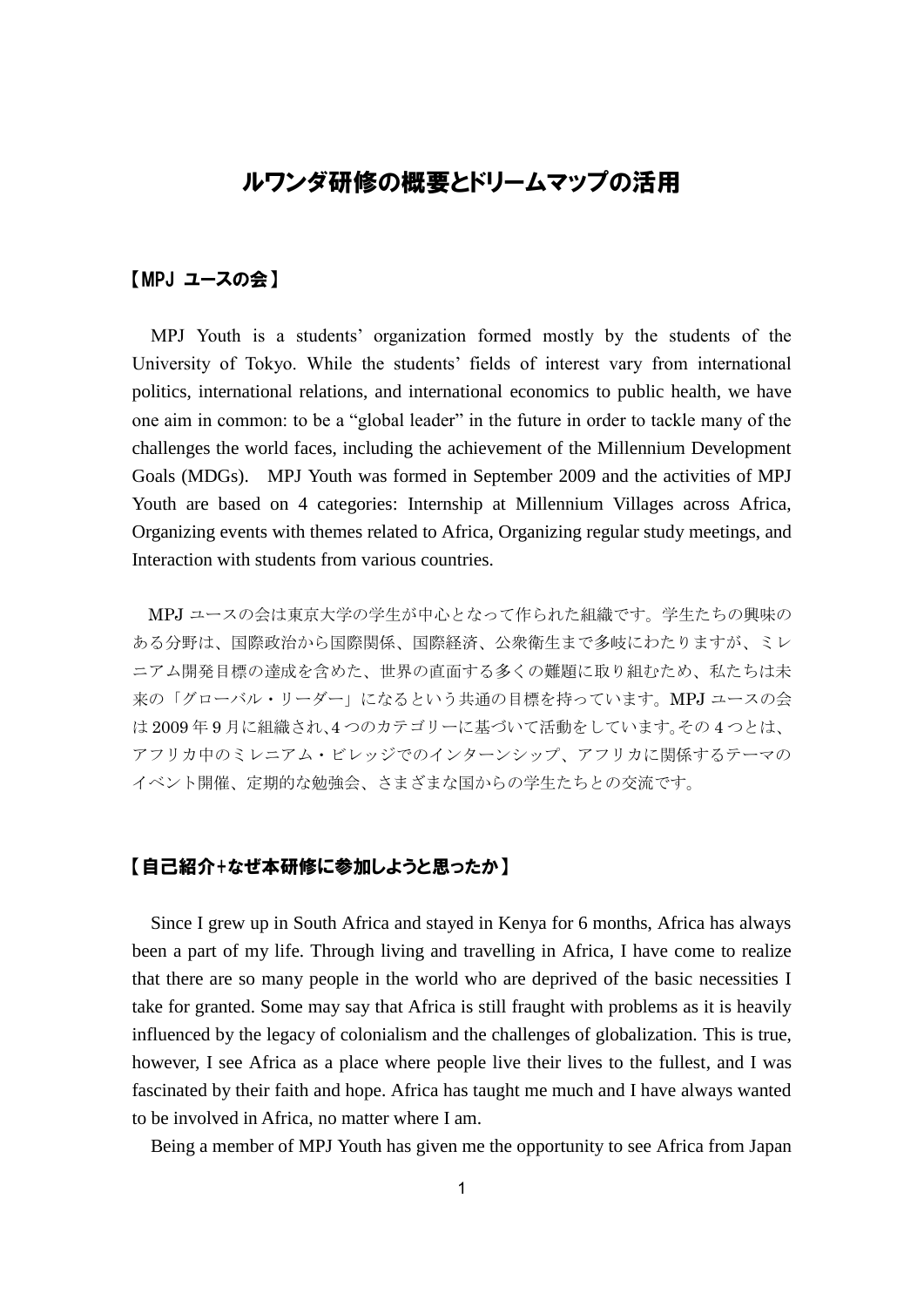# ルワンダ研修の概要とドリームマップの活用

## 【MPJ ユースの会】

MPJ Youth is a students' organization formed mostly by the students of the University of Tokyo. While the students' fields of interest vary from international politics, international relations, and international economics to public health, we have one aim in common: to be a "global leader" in the future in order to tackle many of the challenges the world faces, including the achievement of the Millennium Development Goals (MDGs). MPJ Youth was formed in September 2009 and the activities of MPJ Youth are based on 4 categories: Internship at Millennium Villages across Africa, Organizing events with themes related to Africa, Organizing regular study meetings, and Interaction with students from various countries.

MPJ ユースの会は東京大学の学生が中心となって作られた組織です。学生たちの興味のある分野は、国際政治から国際関係、国際経済、公衆衛生まで多岐にわたりますが、ミレニアム開発目標の達成を含めた、世界の直面する多くの難題に取り組むため、私たちは未来の「グローバル・リーダー」になるという共通の目標を持っています。MPJ ユースの会は 2009 年 9 月に組織され、4 つのカテゴリーに基づいて活動をしています。その 4 つとは、アフリカ中のミレニアム・ビレッジでのインターンシップ、アフリカに関係するテーマのイベント開催、定期的な勉強会、さまざまな国からの学生たちとの交流です。

## 【自己紹介+なぜ本研修に参加しようと思ったか】

Since I grew up in South Africa and stayed in Kenya for 6 months, Africa has always been a part of my life. Through living and travelling in Africa, I have come to realize that there are so many people in the world who are deprived of the basic necessities I take for granted. Some may say that Africa is still fraught with problems as it is heavily influenced by the legacy of colonialism and the challenges of globalization. This is true, however, I see Africa as a place where people live their lives to the fullest, and I was fascinated by their faith and hope. Africa has taught me much and I have always wanted to be involved in Africa, no matter where I am.

Being a member of MPJ Youth has given me the opportunity to see Africa from Japan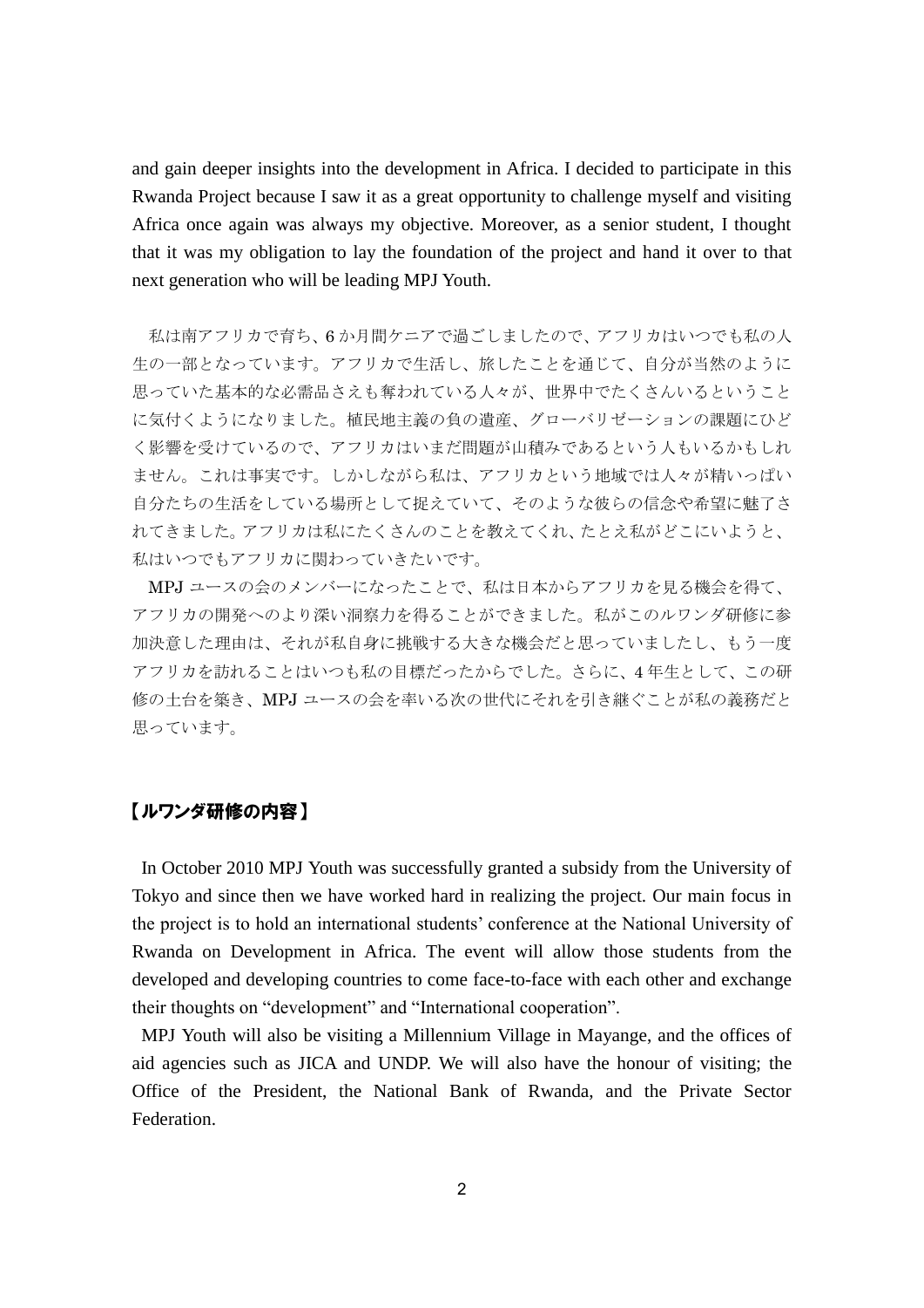and gain deeper insights into the development in Africa. I decided to participate in this Rwanda Project because I saw it as a great opportunity to challenge myself and visiting Africa once again was always my objective. Moreover, as a senior student, I thought that it was my obligation to lay the foundation of the project and hand it over to that next generation who will be leading MPJ Youth.

私は南アフリカで育ち、6 か月間ケニアで過ごしましたので、アフリカはいつでも私の人生の一部となっています。アフリカで生活し、旅したことを通じて、自分が当然のように思っていた基本的な必需品さえも奪われている人々が、世界中でたくさんいるということに気付くようになりました。植民地主義の負の遺産、グローバリゼーションの課題にひどく影響を受けているので、アフリカはいまだ問題が山積みであるという人もいるかもしれません。これは事実です。しかしながら私は、アフリカという地域では人々が精いっぱい自分たちの生活をしている場所として捉えていて、そのような彼らの信念や希望に魅了されてきました。アフリカは私にたくさんのことを教えてくれ、たとえ私がどこにいようと、私はいつでもアフリカに関わっていきたいです。

MPJ ユースの会のメンバーになったことで、私は日本からアフリカを見る機会を得て、アフリカの開発へのより深い洞察力を得ることができました。私がこのルワンダ研修に参加決意した理由は、それが私自身に挑戦する大きな機会だと思っていましたし、もう一度アフリカを訪れることはいつも私の目標だったからでした。さらに、4 年生として、この研修の土台を築き、MPJ ユースの会を率いる次の世代にそれを引き継ぐことが私の義務だと思っています。

## 【ルワンダ研修の内容】

In October 2010 MPJ Youth was successfully granted a subsidy from the University of Tokyo and since then we have worked hard in realizing the project. Our main focus in the project is to hold an international students' conference at the National University of Rwanda on Development in Africa. The event will allow those students from the developed and developing countries to come face-to-face with each other and exchange their thoughts on "development" and "International cooperation".

MPJ Youth will also be visiting a Millennium Village in Mayange, and the offices of aid agencies such as JICA and UNDP. We will also have the honour of visiting; the Office of the President, the National Bank of Rwanda, and the Private Sector Federation.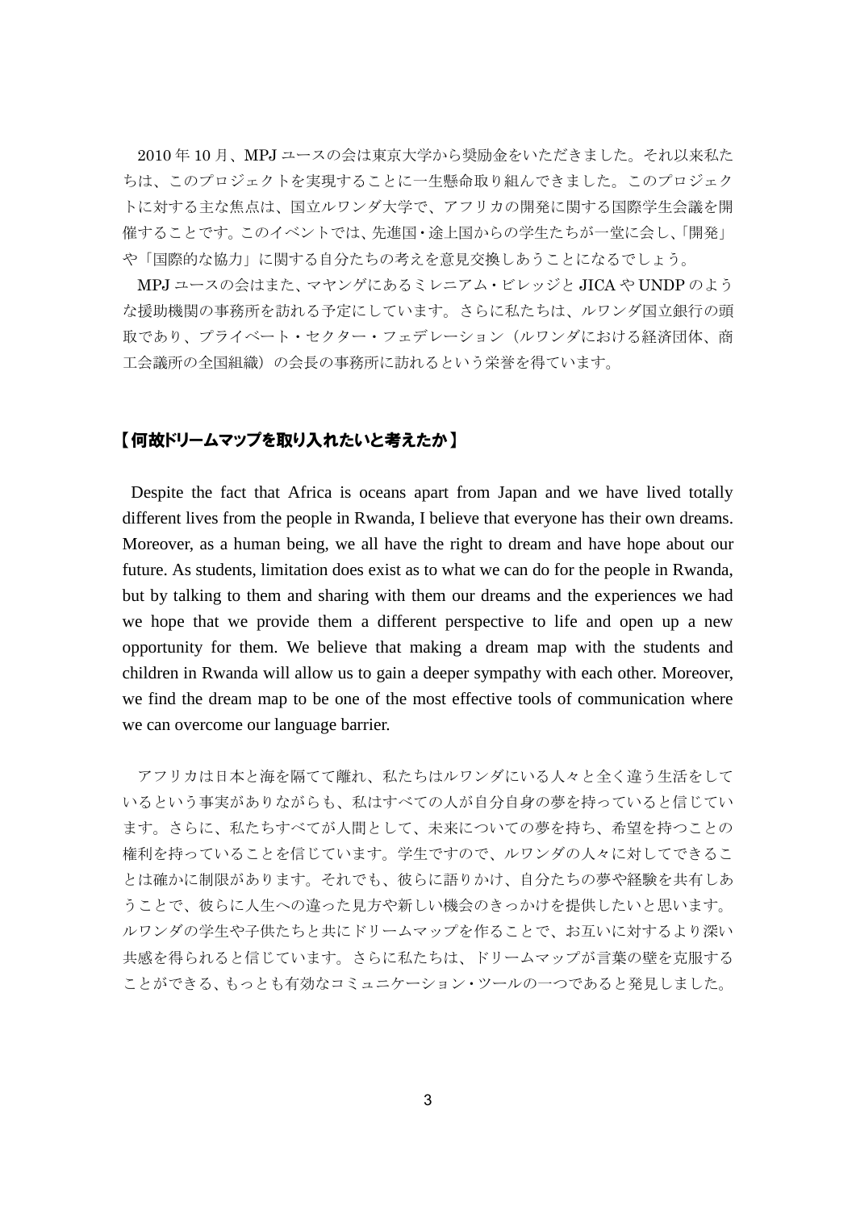2010 年 10 月、MPJ ユースの会は東京大学から奨励金をいただきました。それ以来私たちは、このプロジェクトを実現することに一生懸命取り組んできました。このプロジェクトに対する主な焦点は、国立ルワンダ大学で、アフリカの開発に関する国際学生会議を開催することです。このイベントでは、先進国・途上国からの学生たちが一堂に会し、「開発」や「国際的な協力」に関する自分たちの考えを意見交換しあうことになるでしょう。

MPJ ユースの会はまた、マヤンゲにあるミレニアム・ビレッジと JICA や UNDP のような援助機関の事務所を訪れる予定にしています。さらに私たちは、ルワンダ国立銀行の頭取であり、プライベート・セクター・フェデレーション（ルワンダにおける経済団体、商工会議所の全国組織）の会長の事務所に訪れるという栄誉を得ています。

## 【何故ドリームマップを取り入れたいと考えたか】

Despite the fact that Africa is oceans apart from Japan and we have lived totally different lives from the people in Rwanda, I believe that everyone has their own dreams. Moreover, as a human being, we all have the right to dream and have hope about our future. As students, limitation does exist as to what we can do for the people in Rwanda, but by talking to them and sharing with them our dreams and the experiences we had we hope that we provide them a different perspective to life and open up a new opportunity for them. We believe that making a dream map with the students and children in Rwanda will allow us to gain a deeper sympathy with each other. Moreover, we find the dream map to be one of the most effective tools of communication where we can overcome our language barrier.

アフリカは日本と海を隔てて離れ、私たちはルワンダにいる人々と全く違う生活をしているという事実がありながらも、私はすべての人が自分自身の夢を持っていると信じています。さらに、私たちすべてが人間として、未来についての夢を持ち、希望を持つことの権利を持っていることを信じています。学生ですので、ルワンダの人々に対してできることは確かに制限があります。それでも、彼らに語りかけ、自分たちの夢や経験を共有しあうことで、彼らに人生への違った見方や新しい機会のきっかけを提供したいと思います。ルワンダの学生や子供たちと共にドリームマップを作ることで、お互いに対するより深い共感を得られると信じています。さらに私たちは、ドリームマップが言葉の壁を克服することができる、もっとも有効なコミュニケーション・ツールの一つであると発見しました。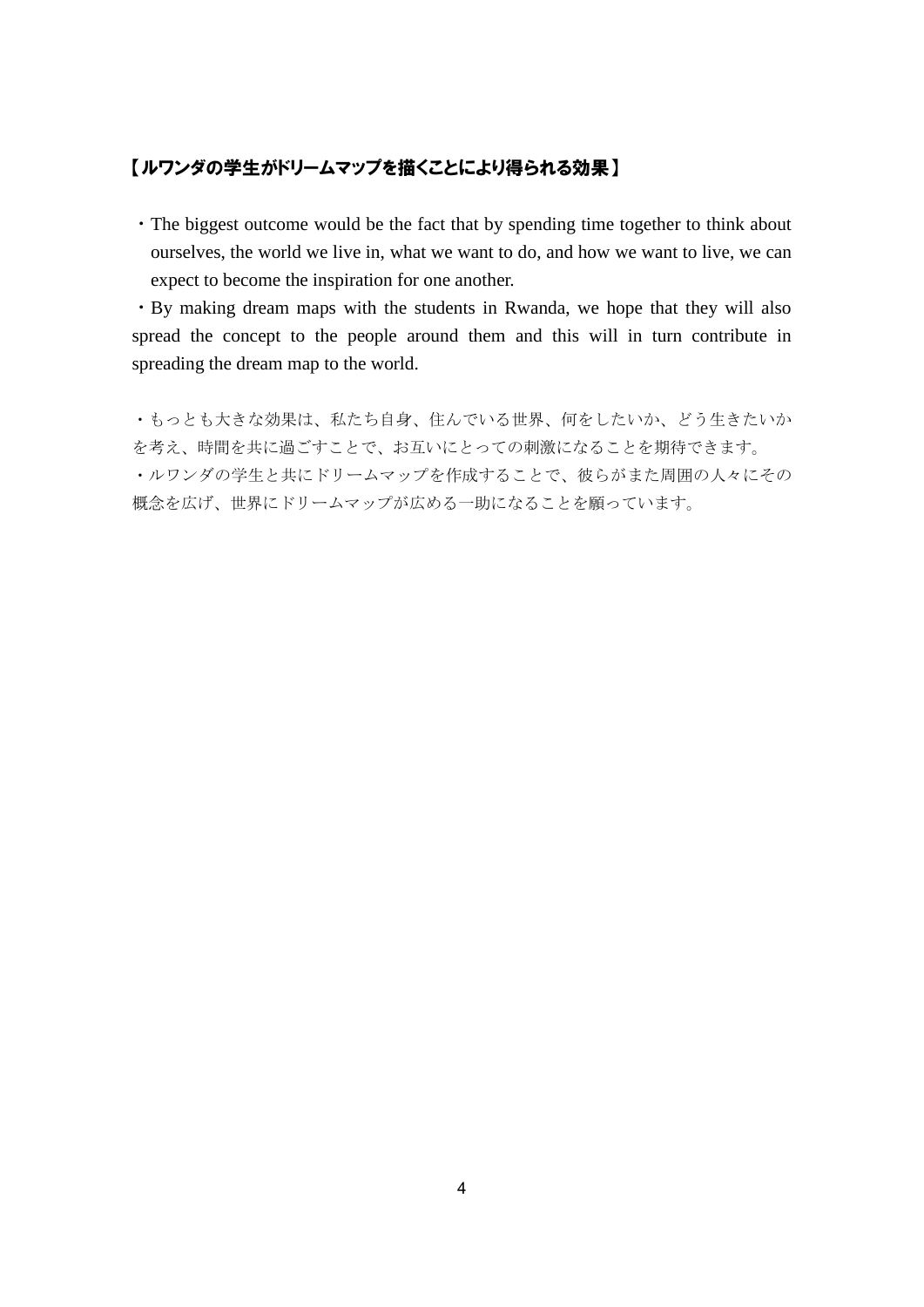## 【ルワンダの学生がドリームマップを描くことにより得られる効果】

・The biggest outcome would be the fact that by spending time together to think about ourselves, the world we live in, what we want to do, and how we want to live, we can expect to become the inspiration for one another.

・By making dream maps with the students in Rwanda, we hope that they will also spread the concept to the people around them and this will in turn contribute in spreading the dream map to the world.

・もっとも大きな効果は、私たち自身、住んでいる世界、何をしたいか、どう生きたいかを考え、時間を共に過ごすことで、お互いにとっての刺激になることを期待できます。

・ルワンダの学生と共にドリームマップを作成することで、彼らがまた周囲の人々にその概念を広げ、世界にドリームマップが広める一助になることを願っています。